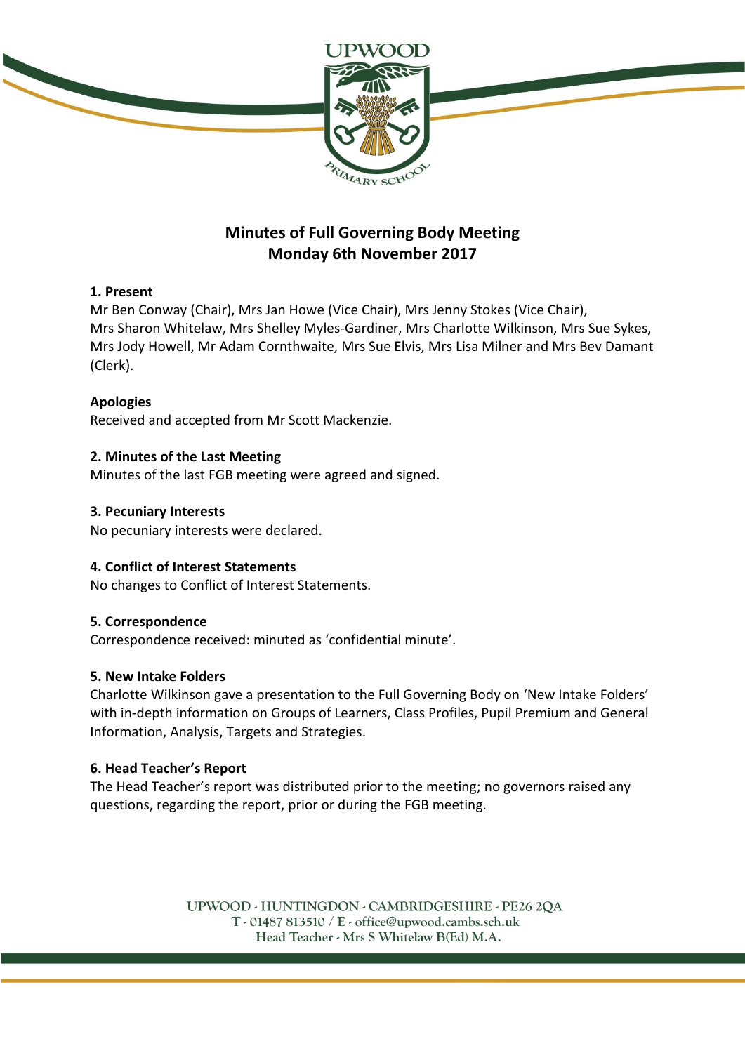UPWOOD

PRIMARY SCHOOL

# Minutes of Full Governing Body Meeting
## Monday 6th November 2017

**1. Present**

Mr Ben Conway (Chair), Mrs Jan Howe (Vice Chair), Mrs Jenny Stokes (Vice Chair), Mrs Sharon Whitelaw, Mrs Shelley Myles-Gardiner, Mrs Charlotte Wilkinson, Mrs Sue Sykes, Mrs Jody Howell, Mr Adam Cornthwaite, Mrs Sue Elvis, Mrs Lisa Milner and Mrs Bev Damant (Clerk).

**Apologies**

Received and accepted from Mr Scott Mackenzie.

**2. Minutes of the Last Meeting**

Minutes of the last FGB meeting were agreed and signed.

**3. Pecuniary Interests**

No pecuniary interests were declared.

**4. Conflict of Interest Statements**

No changes to Conflict of Interest Statements.

**5. Correspondence**

Correspondence received: minuted as 'confidential minute'.

**5. New Intake Folders**

Charlotte Wilkinson gave a presentation to the Full Governing Body on 'New Intake Folders' with in-depth information on Groups of Learners, Class Profiles, Pupil Premium and General Information, Analysis, Targets and Strategies.

**6. Head Teacher's Report**

The Head Teacher's report was distributed prior to the meeting; no governors raised any questions, regarding the report, prior or during the FGB meeting.

UPWOOD - HUNTINGDON - CAMBRIDGESHIRE - PE26 2QA
T - 01487 813510 / E - office@upwood.cambs.sch.uk
Head Teacher - Mrs S Whitelaw B(Ed) M.A.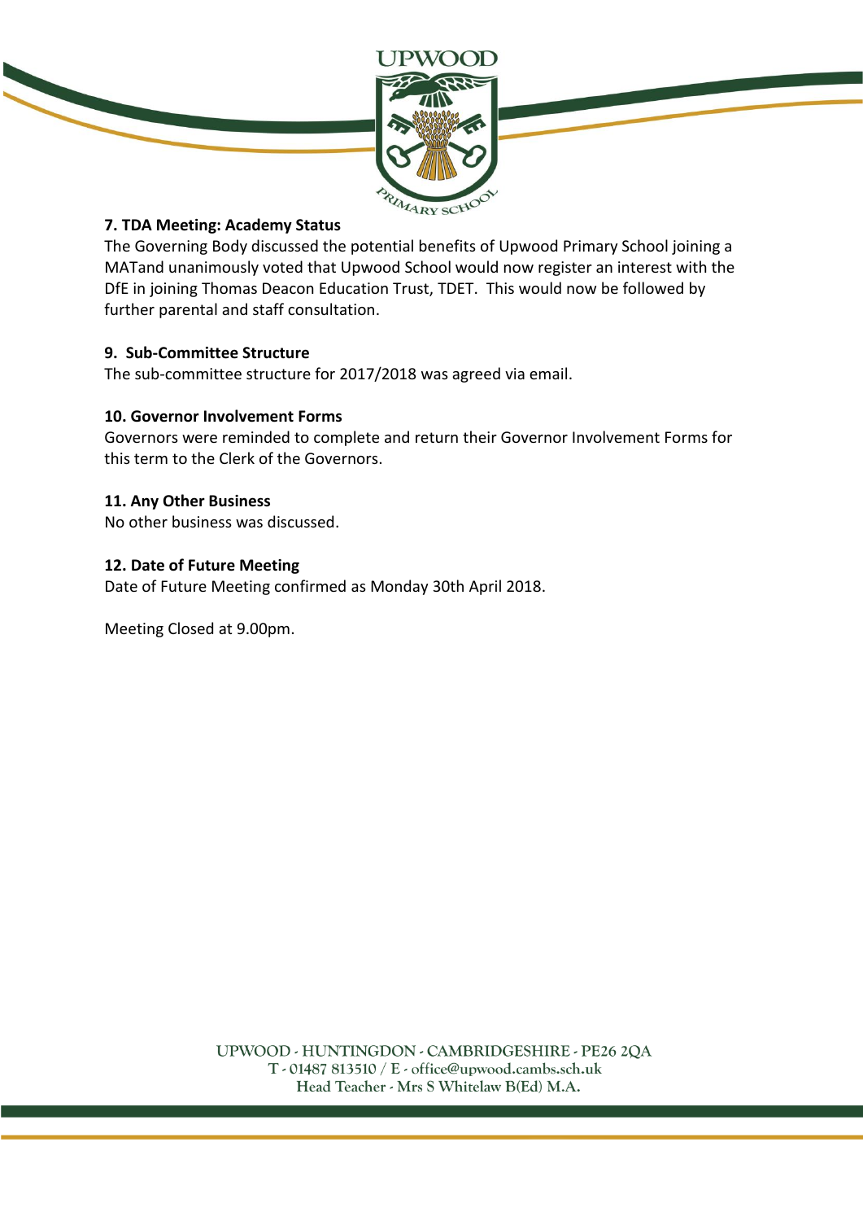**7. TDA Meeting: Academy Status**

The Governing Body discussed the potential benefits of Upwood Primary School joining a MATand unanimously voted that Upwood School would now register an interest with the DfE in joining Thomas Deacon Education Trust, TDET. This would now be followed by further parental and staff consultation.

**9. Sub-Committee Structure**

The sub-committee structure for 2017/2018 was agreed via email.

**10. Governor Involvement Forms**

Governors were reminded to complete and return their Governor Involvement Forms for this term to the Clerk of the Governors.

**11. Any Other Business**

No other business was discussed.

**12. Date of Future Meeting**

Date of Future Meeting confirmed as Monday 30th April 2018.

Meeting Closed at 9.00pm.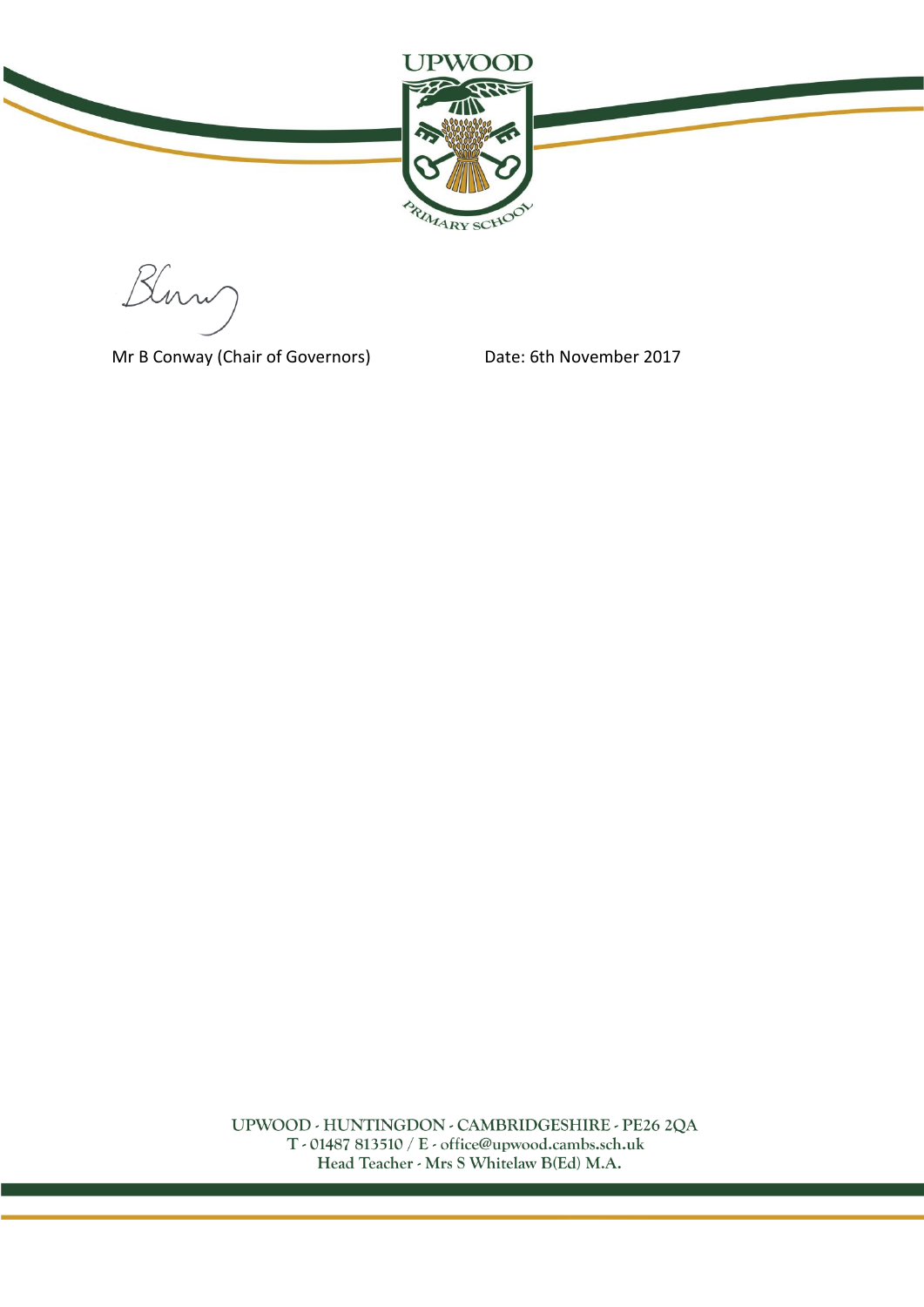Mr B Conway (Chair of Governors) Date: 6th November 2017